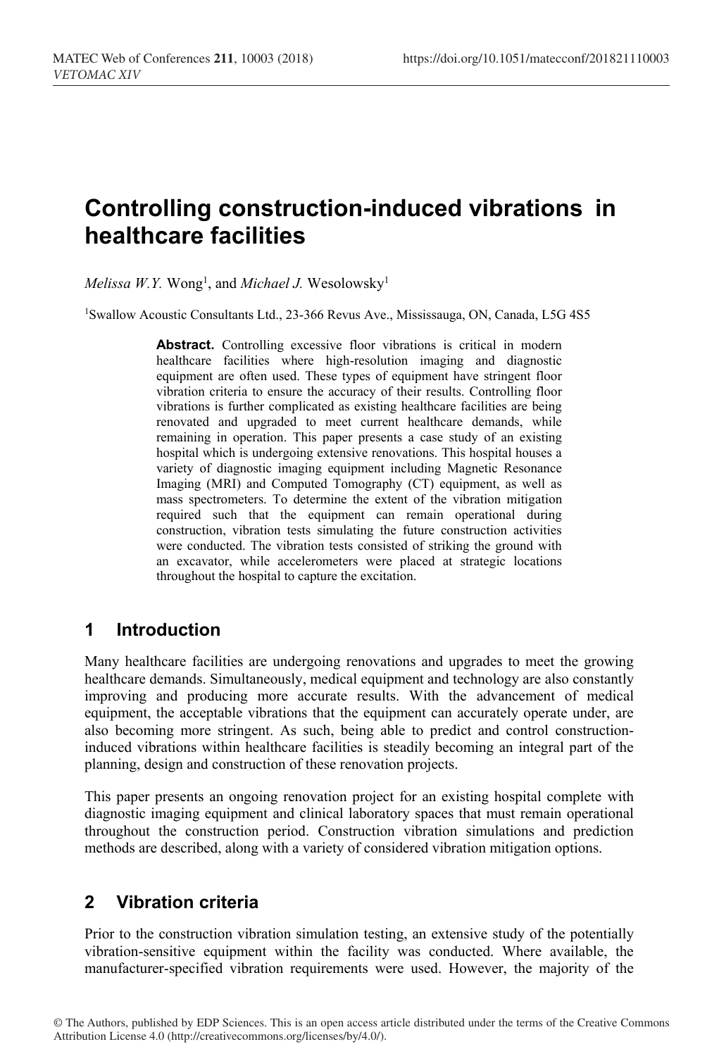# Controlling construction-induced vibrations in healthcare facilities

*Melissa W.Y.* Wong[1], and *Michael J.* Wesolowsky[1]

[1]Swallow Acoustic Consultants Ltd., 23-366 Revus Ave., Mississauga, ON, Canada, L5G 4S5

**Abstract.** Controlling excessive floor vibrations is critical in modern healthcare facilities where high-resolution imaging and diagnostic equipment are often used. These types of equipment have stringent floor vibration criteria to ensure the accuracy of their results. Controlling floor vibrations is further complicated as existing healthcare facilities are being renovated and upgraded to meet current healthcare demands, while remaining in operation. This paper presents a case study of an existing hospital which is undergoing extensive renovations. This hospital houses a variety of diagnostic imaging equipment including Magnetic Resonance Imaging (MRI) and Computed Tomography (CT) equipment, as well as mass spectrometers. To determine the extent of the vibration mitigation required such that the equipment can remain operational during construction, vibration tests simulating the future construction activities were conducted. The vibration tests consisted of striking the ground with an excavator, while accelerometers were placed at strategic locations throughout the hospital to capture the excitation.

## 1 Introduction

Many healthcare facilities are undergoing renovations and upgrades to meet the growing healthcare demands. Simultaneously, medical equipment and technology are also constantly improving and producing more accurate results. With the advancement of medical equipment, the acceptable vibrations that the equipment can accurately operate under, are also becoming more stringent. As such, being able to predict and control construction-induced vibrations within healthcare facilities is steadily becoming an integral part of the planning, design and construction of these renovation projects.

This paper presents an ongoing renovation project for an existing hospital complete with diagnostic imaging equipment and clinical laboratory spaces that must remain operational throughout the construction period. Construction vibration simulations and prediction methods are described, along with a variety of considered vibration mitigation options.

## 2 Vibration criteria

Prior to the construction vibration simulation testing, an extensive study of the potentially vibration-sensitive equipment within the facility was conducted. Where available, the manufacturer-specified vibration requirements were used. However, the majority of the

© The Authors, published by EDP Sciences. This is an open access article distributed under the terms of the Creative Commons Attribution License 4.0 (http://creativecommons.org/licenses/by/4.0/).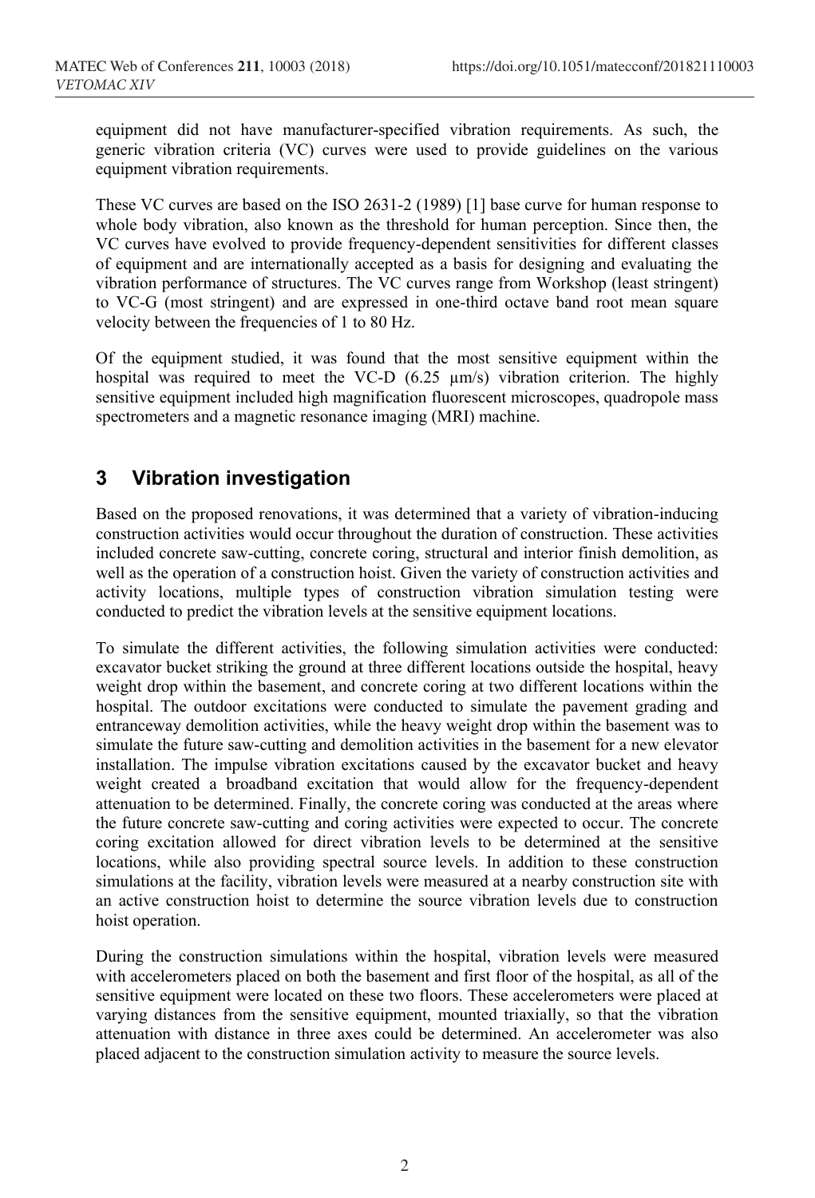equipment did not have manufacturer-specified vibration requirements. As such, the generic vibration criteria (VC) curves were used to provide guidelines on the various equipment vibration requirements.

These VC curves are based on the ISO 2631-2 (1989) [1] base curve for human response to whole body vibration, also known as the threshold for human perception. Since then, the VC curves have evolved to provide frequency-dependent sensitivities for different classes of equipment and are internationally accepted as a basis for designing and evaluating the vibration performance of structures. The VC curves range from Workshop (least stringent) to VC-G (most stringent) and are expressed in one-third octave band root mean square velocity between the frequencies of 1 to 80 Hz.

Of the equipment studied, it was found that the most sensitive equipment within the hospital was required to meet the VC-D (6.25 μm/s) vibration criterion. The highly sensitive equipment included high magnification fluorescent microscopes, quadropole mass spectrometers and a magnetic resonance imaging (MRI) machine.

## 3 Vibration investigation

Based on the proposed renovations, it was determined that a variety of vibration-inducing construction activities would occur throughout the duration of construction. These activities included concrete saw-cutting, concrete coring, structural and interior finish demolition, as well as the operation of a construction hoist. Given the variety of construction activities and activity locations, multiple types of construction vibration simulation testing were conducted to predict the vibration levels at the sensitive equipment locations.

To simulate the different activities, the following simulation activities were conducted: excavator bucket striking the ground at three different locations outside the hospital, heavy weight drop within the basement, and concrete coring at two different locations within the hospital. The outdoor excitations were conducted to simulate the pavement grading and entranceway demolition activities, while the heavy weight drop within the basement was to simulate the future saw-cutting and demolition activities in the basement for a new elevator installation. The impulse vibration excitations caused by the excavator bucket and heavy weight created a broadband excitation that would allow for the frequency-dependent attenuation to be determined. Finally, the concrete coring was conducted at the areas where the future concrete saw-cutting and coring activities were expected to occur. The concrete coring excitation allowed for direct vibration levels to be determined at the sensitive locations, while also providing spectral source levels. In addition to these construction simulations at the facility, vibration levels were measured at a nearby construction site with an active construction hoist to determine the source vibration levels due to construction hoist operation.

During the construction simulations within the hospital, vibration levels were measured with accelerometers placed on both the basement and first floor of the hospital, as all of the sensitive equipment were located on these two floors. These accelerometers were placed at varying distances from the sensitive equipment, mounted triaxially, so that the vibration attenuation with distance in three axes could be determined. An accelerometer was also placed adjacent to the construction simulation activity to measure the source levels.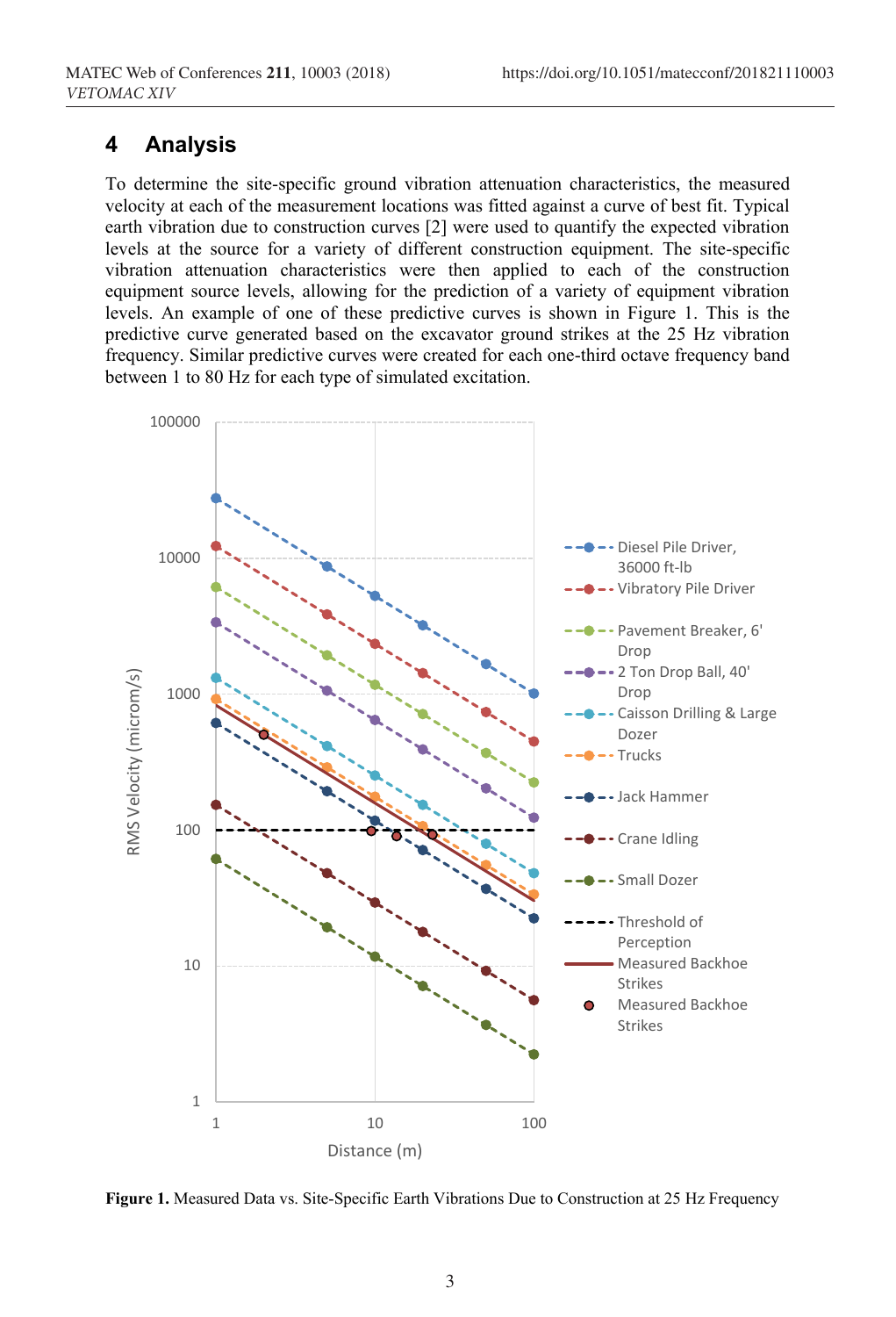## 4 Analysis

To determine the site-specific ground vibration attenuation characteristics, the measured velocity at each of the measurement locations was fitted against a curve of best fit. Typical earth vibration due to construction curves [2] were used to quantify the expected vibration levels at the source for a variety of different construction equipment. The site-specific vibration attenuation characteristics were then applied to each of the construction equipment source levels, allowing for the prediction of a variety of equipment vibration levels. An example of one of these predictive curves is shown in Figure 1. This is the predictive curve generated based on the excavator ground strikes at the 25 Hz vibration frequency. Similar predictive curves were created for each one-third octave frequency band between 1 to 80 Hz for each type of simulated excitation.

**Figure 1.** Measured Data vs. Site-Specific Earth Vibrations Due to Construction at 25 Hz Frequency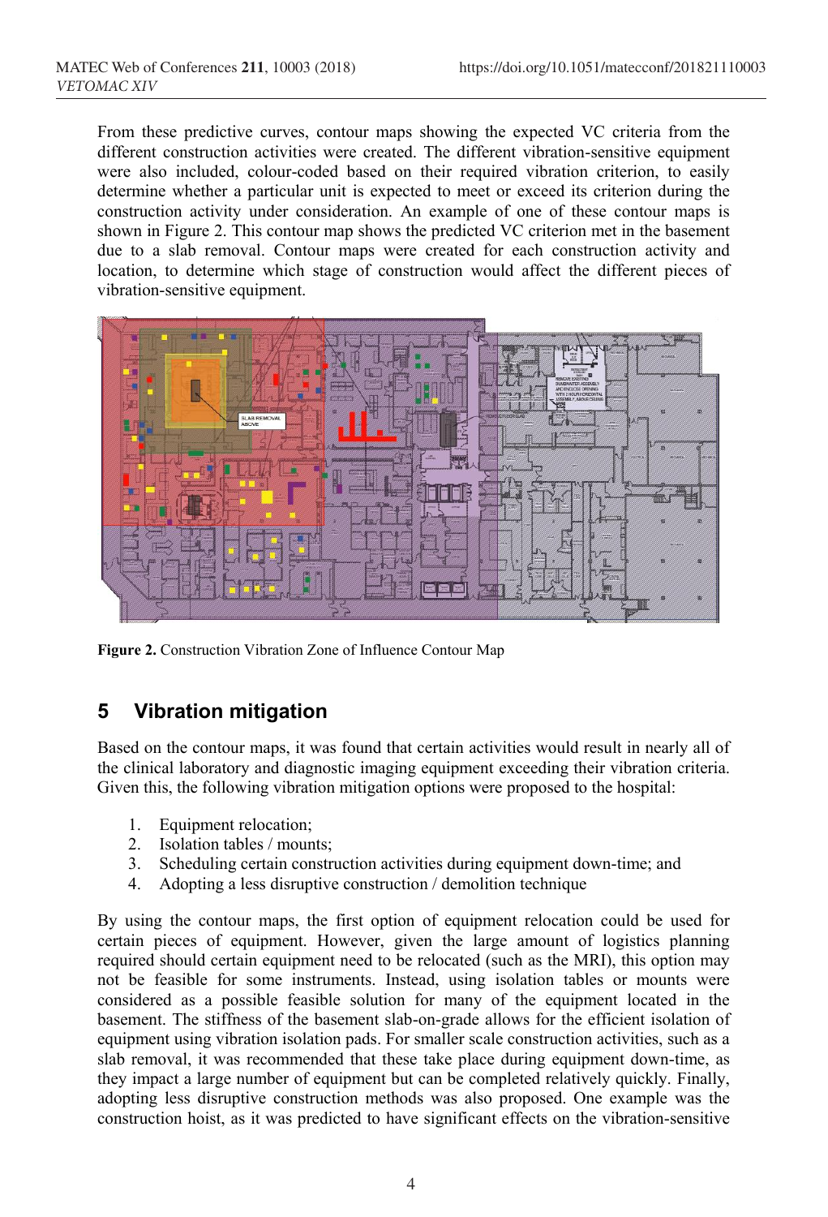From these predictive curves, contour maps showing the expected VC criteria from the different construction activities were created. The different vibration-sensitive equipment were also included, colour-coded based on their required vibration criterion, to easily determine whether a particular unit is expected to meet or exceed its criterion during the construction activity under consideration. An example of one of these contour maps is shown in Figure 2. This contour map shows the predicted VC criterion met in the basement due to a slab removal. Contour maps were created for each construction activity and location, to determine which stage of construction would affect the different pieces of vibration-sensitive equipment.

**Figure 2.** Construction Vibration Zone of Influence Contour Map

## 5 Vibration mitigation

Based on the contour maps, it was found that certain activities would result in nearly all of the clinical laboratory and diagnostic imaging equipment exceeding their vibration criteria. Given this, the following vibration mitigation options were proposed to the hospital:

1. Equipment relocation;
2. Isolation tables / mounts;
3. Scheduling certain construction activities during equipment down-time; and
4. Adopting a less disruptive construction / demolition technique

By using the contour maps, the first option of equipment relocation could be used for certain pieces of equipment. However, given the large amount of logistics planning required should certain equipment need to be relocated (such as the MRI), this option may not be feasible for some instruments. Instead, using isolation tables or mounts were considered as a possible feasible solution for many of the equipment located in the basement. The stiffness of the basement slab-on-grade allows for the efficient isolation of equipment using vibration isolation pads. For smaller scale construction activities, such as a slab removal, it was recommended that these take place during equipment down-time, as they impact a large number of equipment but can be completed relatively quickly. Finally, adopting less disruptive construction methods was also proposed. One example was the construction hoist, as it was predicted to have significant effects on the vibration-sensitive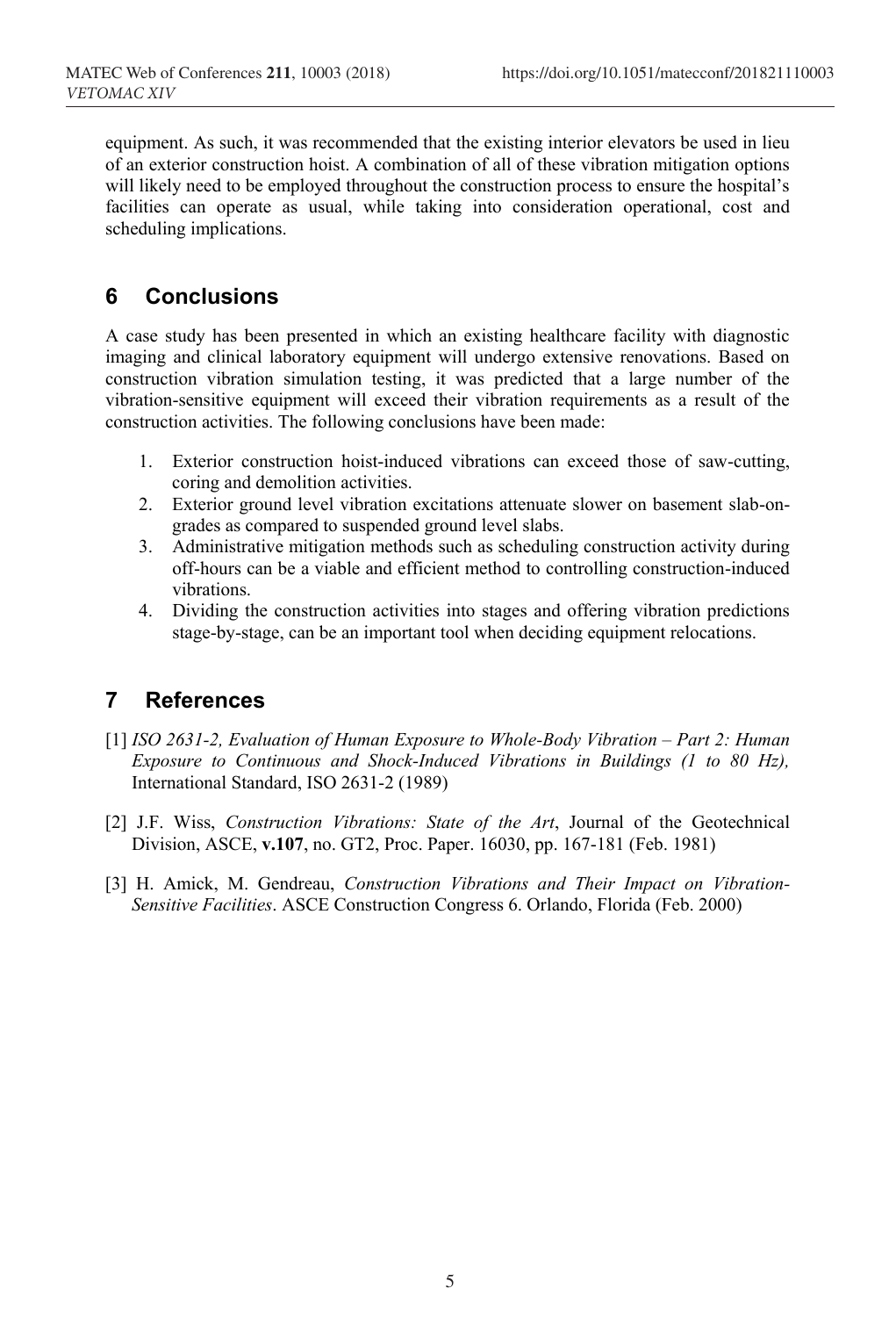equipment. As such, it was recommended that the existing interior elevators be used in lieu of an exterior construction hoist. A combination of all of these vibration mitigation options will likely need to be employed throughout the construction process to ensure the hospital's facilities can operate as usual, while taking into consideration operational, cost and scheduling implications.

## 6 Conclusions

A case study has been presented in which an existing healthcare facility with diagnostic imaging and clinical laboratory equipment will undergo extensive renovations. Based on construction vibration simulation testing, it was predicted that a large number of the vibration-sensitive equipment will exceed their vibration requirements as a result of the construction activities. The following conclusions have been made:

1. Exterior construction hoist-induced vibrations can exceed those of saw-cutting, coring and demolition activities.
2. Exterior ground level vibration excitations attenuate slower on basement slab-on-grades as compared to suspended ground level slabs.
3. Administrative mitigation methods such as scheduling construction activity during off-hours can be a viable and efficient method to controlling construction-induced vibrations.
4. Dividing the construction activities into stages and offering vibration predictions stage-by-stage, can be an important tool when deciding equipment relocations.

## 7 References

[1] *ISO 2631-2, Evaluation of Human Exposure to Whole-Body Vibration – Part 2: Human Exposure to Continuous and Shock-Induced Vibrations in Buildings (1 to 80 Hz),* International Standard, ISO 2631-2 (1989)

[2] J.F. Wiss, *Construction Vibrations: State of the Art*, Journal of the Geotechnical Division, ASCE, **v.107**, no. GT2, Proc. Paper. 16030, pp. 167-181 (Feb. 1981)

[3] H. Amick, M. Gendreau, *Construction Vibrations and Their Impact on Vibration-Sensitive Facilities*. ASCE Construction Congress 6. Orlando, Florida (Feb. 2000)